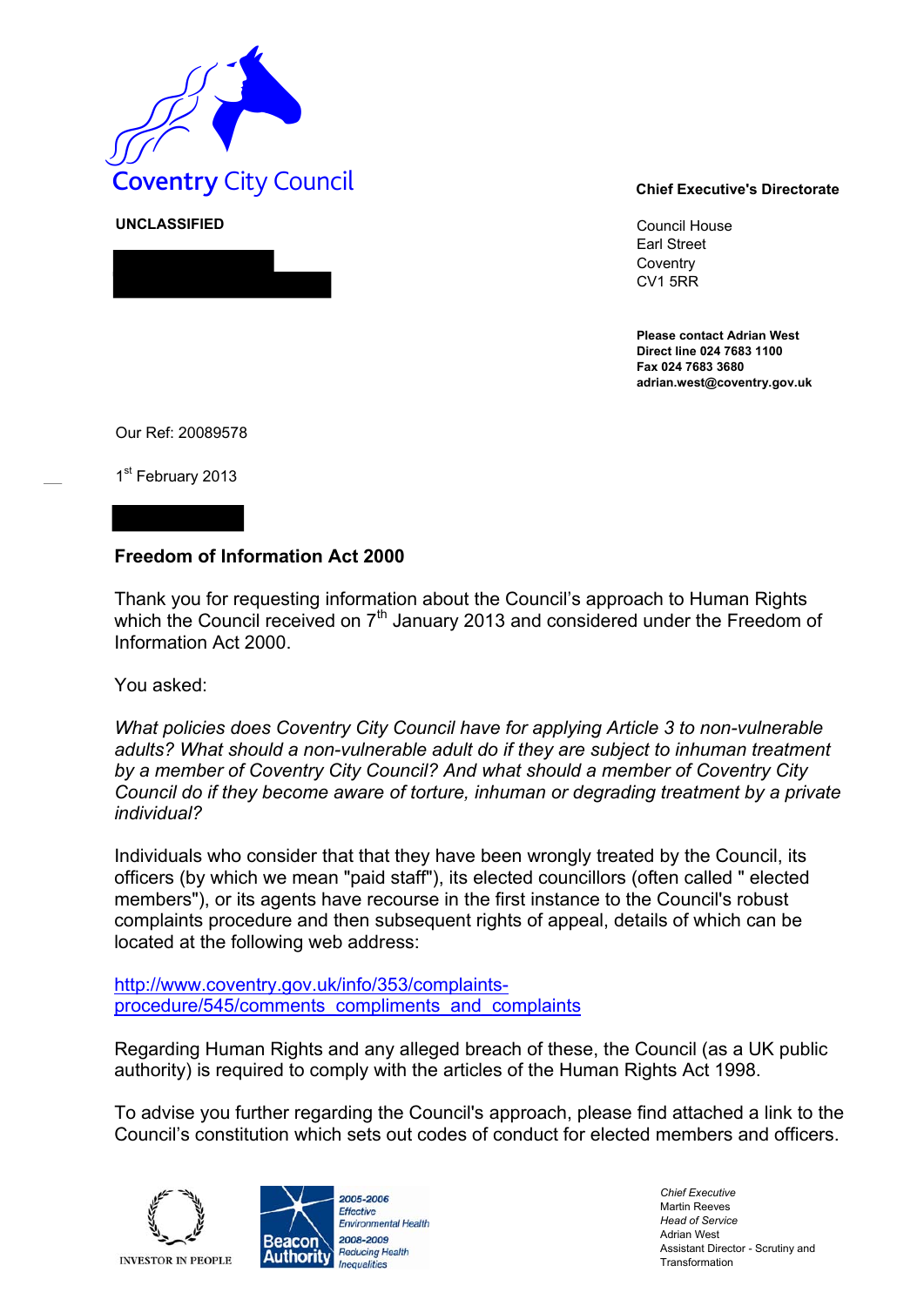Coventry City Council

**UNCLASSIFIED**

**Chief Executive's Directorate**

Council House
Earl Street
Coventry
CV1 5RR

**Please contact Adrian West**
**Direct line 024 7683 1100**
**Fax 024 7683 3680**
**adrian.west@coventry.gov.uk**

Our Ref: 20089578

1st February 2013

**Freedom of Information Act 2000**

Thank you for requesting information about the Council's approach to Human Rights which the Council received on 7th January 2013 and considered under the Freedom of Information Act 2000.

You asked:

*What policies does Coventry City Council have for applying Article 3 to non-vulnerable adults? What should a non-vulnerable adult do if they are subject to inhuman treatment by a member of Coventry City Council? And what should a member of Coventry City Council do if they become aware of torture, inhuman or degrading treatment by a private individual?*

Individuals who consider that that they have been wrongly treated by the Council, its officers (by which we mean "paid staff"), its elected councillors (often called " elected members"), or its agents have recourse in the first instance to the Council's robust complaints procedure and then subsequent rights of appeal, details of which can be located at the following web address:

http://www.coventry.gov.uk/info/353/complaints-procedure/545/comments_compliments_and_complaints

Regarding Human Rights and any alleged breach of these, the Council (as a UK public authority) is required to comply with the articles of the Human Rights Act 1998.

To advise you further regarding the Council's approach, please find attached a link to the Council's constitution which sets out codes of conduct for elected members and officers.

INVESTOR IN PEOPLE

Beacon Authority 2005-2006 Effective Environmental Health 2008-2009 Reducing Health Inequalities

*Chief Executive*
Martin Reeves
*Head of Service*
Adrian West
Assistant Director - Scrutiny and Transformation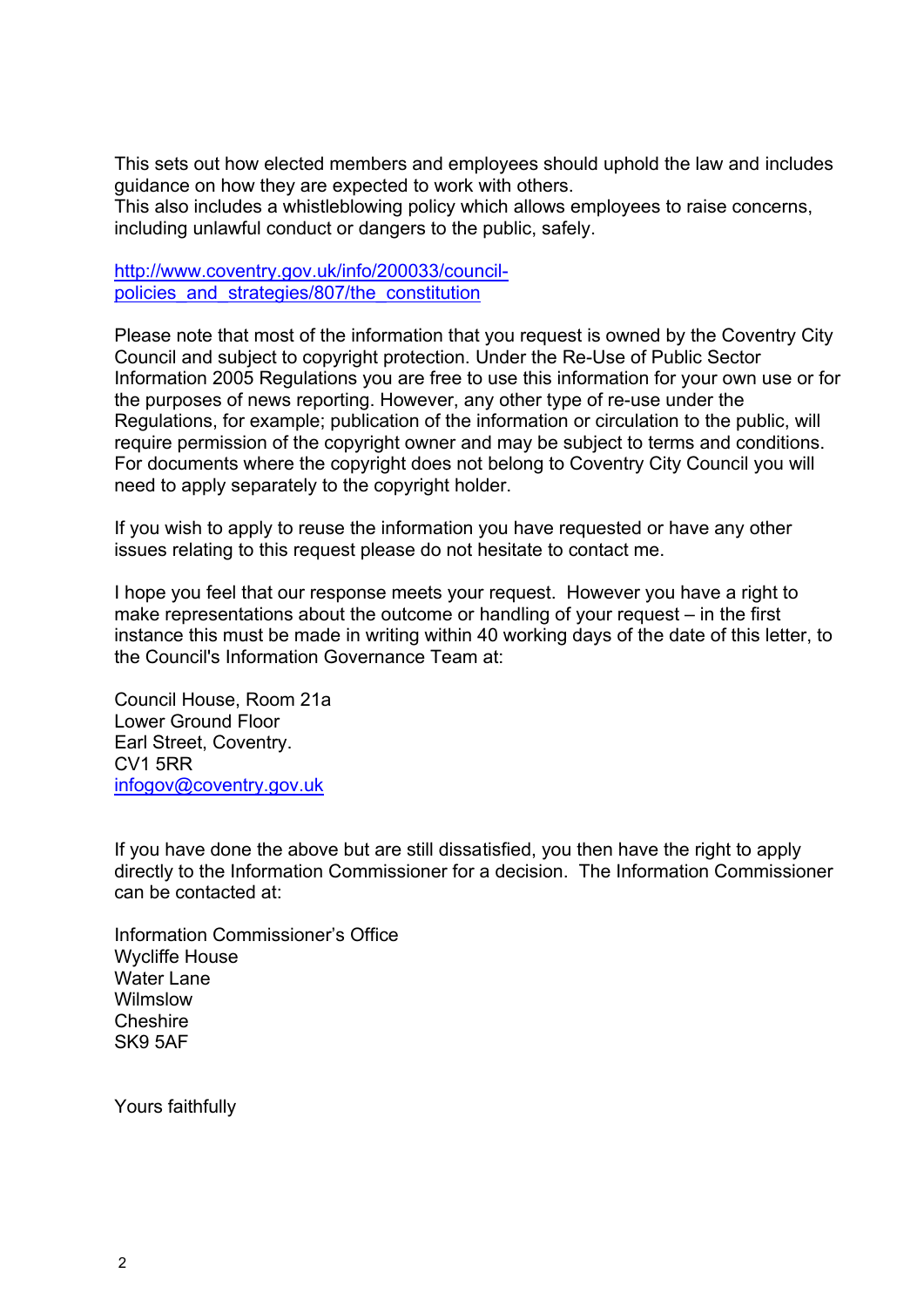This sets out how elected members and employees should uphold the law and includes guidance on how they are expected to work with others.
This also includes a whistleblowing policy which allows employees to raise concerns, including unlawful conduct or dangers to the public, safely.

[http://www.coventry.gov.uk/info/200033/council-policies_and_strategies/807/the_constitution](http://www.coventry.gov.uk/info/200033/council-policies_and_strategies/807/the_constitution)

Please note that most of the information that you request is owned by the Coventry City Council and subject to copyright protection. Under the Re-Use of Public Sector Information 2005 Regulations you are free to use this information for your own use or for the purposes of news reporting. However, any other type of re-use under the Regulations, for example; publication of the information or circulation to the public, will require permission of the copyright owner and may be subject to terms and conditions. For documents where the copyright does not belong to Coventry City Council you will need to apply separately to the copyright holder.

If you wish to apply to reuse the information you have requested or have any other issues relating to this request please do not hesitate to contact me.

I hope you feel that our response meets your request. However you have a right to make representations about the outcome or handling of your request – in the first instance this must be made in writing within 40 working days of the date of this letter, to the Council's Information Governance Team at:

Council House, Room 21a
Lower Ground Floor
Earl Street, Coventry.
CV1 5RR
[infogov@coventry.gov.uk](mailto:infogov@coventry.gov.uk)

If you have done the above but are still dissatisfied, you then have the right to apply directly to the Information Commissioner for a decision. The Information Commissioner can be contacted at:

Information Commissioner's Office
Wycliffe House
Water Lane
Wilmslow
Cheshire
SK9 5AF

Yours faithfully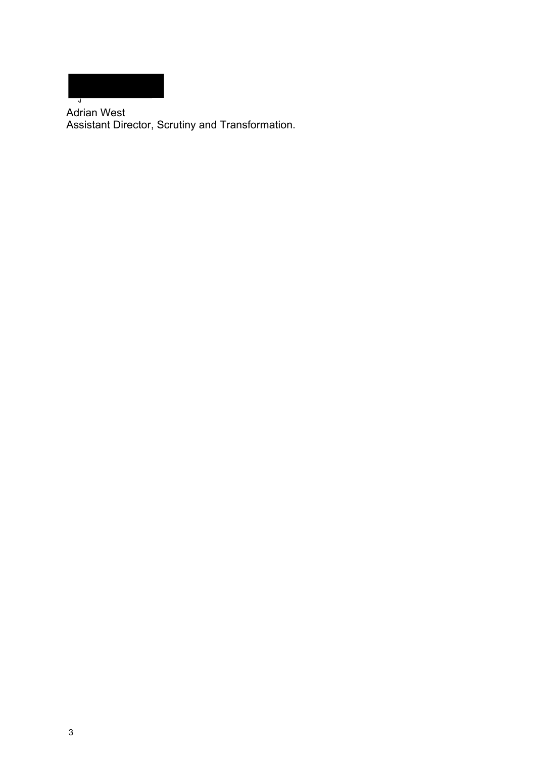Adrian West
Assistant Director, Scrutiny and Transformation.